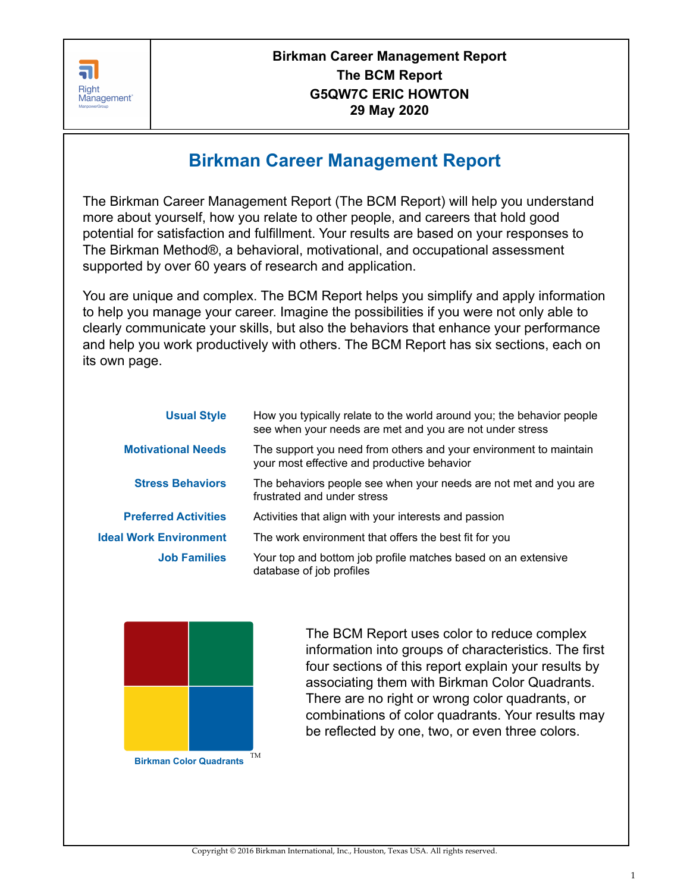**Birkman Career Management Report**
**The BCM Report**
**G5QW7C ERIC HOWTON**
**29 May 2020**

# Birkman Career Management Report

The Birkman Career Management Report (The BCM Report) will help you understand more about yourself, how you relate to other people, and careers that hold good potential for satisfaction and fulfillment. Your results are based on your responses to The Birkman Method®, a behavioral, motivational, and occupational assessment supported by over 60 years of research and application.

You are unique and complex. The BCM Report helps you simplify and apply information to help you manage your career. Imagine the possibilities if you were not only able to clearly communicate your skills, but also the behaviors that enhance your performance and help you work productively with others. The BCM Report has six sections, each on its own page.

| | |
|---|---|
| **Usual Style** | How you typically relate to the world around you; the behavior people see when your needs are met and you are not under stress |
| **Motivational Needs** | The support you need from others and your environment to maintain your most effective and productive behavior |
| **Stress Behaviors** | The behaviors people see when your needs are not met and you are frustrated and under stress |
| **Preferred Activities** | Activities that align with your interests and passion |
| **Ideal Work Environment** | The work environment that offers the best fit for you |
| **Job Families** | Your top and bottom job profile matches based on an extensive database of job profiles |

**Birkman Color Quadrants**™

The BCM Report uses color to reduce complex information into groups of characteristics. The first four sections of this report explain your results by associating them with Birkman Color Quadrants. There are no right or wrong color quadrants, or combinations of color quadrants. Your results may be reflected by one, two, or even three colors.

Copyright © 2016 Birkman International, Inc., Houston, Texas USA. All rights reserved.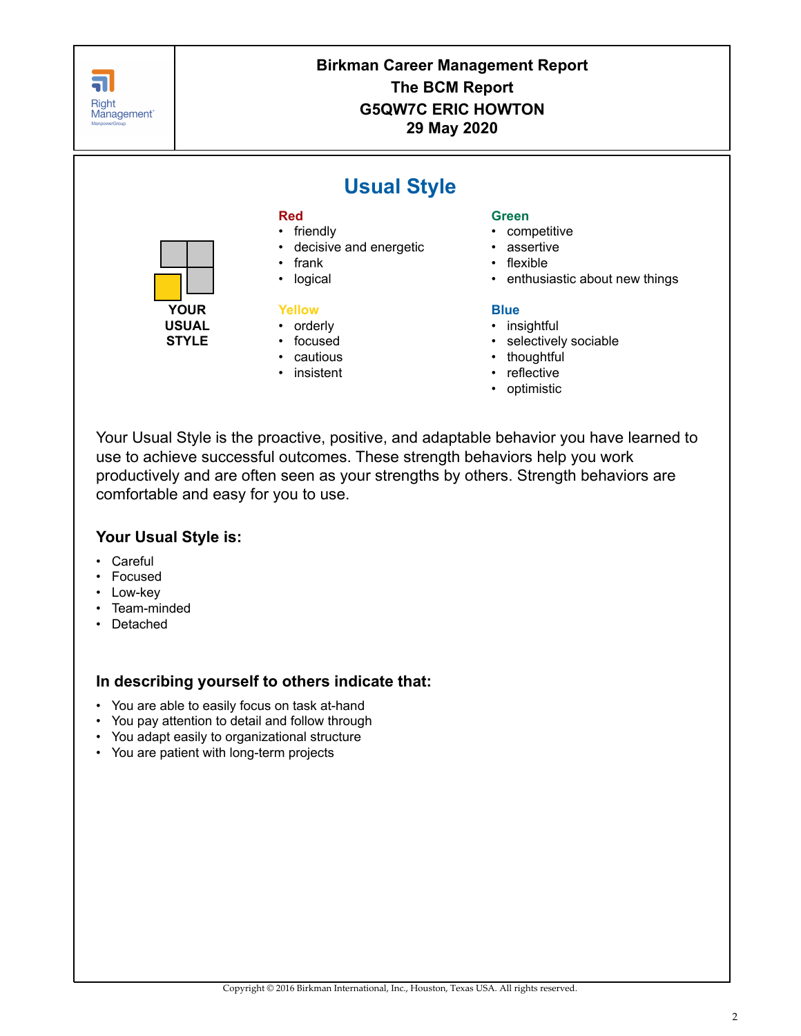**Birkman Career Management Report**
**The BCM Report**
**G5QW7C ERIC HOWTON**
**29 May 2020**

# Usual Style

**YOUR USUAL STYLE**

**Red**
- friendly
- decisive and energetic
- frank
- logical

**Green**
- competitive
- assertive
- flexible
- enthusiastic about new things

**Yellow**
- orderly
- focused
- cautious
- insistent

**Blue**
- insightful
- selectively sociable
- thoughtful
- reflective
- optimistic

Your Usual Style is the proactive, positive, and adaptable behavior you have learned to use to achieve successful outcomes. These strength behaviors help you work productively and are often seen as your strengths by others. Strength behaviors are comfortable and easy for you to use.

### Your Usual Style is:

- Careful
- Focused
- Low-key
- Team-minded
- Detached

### In describing yourself to others indicate that:

- You are able to easily focus on task at-hand
- You pay attention to detail and follow through
- You adapt easily to organizational structure
- You are patient with long-term projects

Copyright © 2016 Birkman International, Inc., Houston, Texas USA. All rights reserved.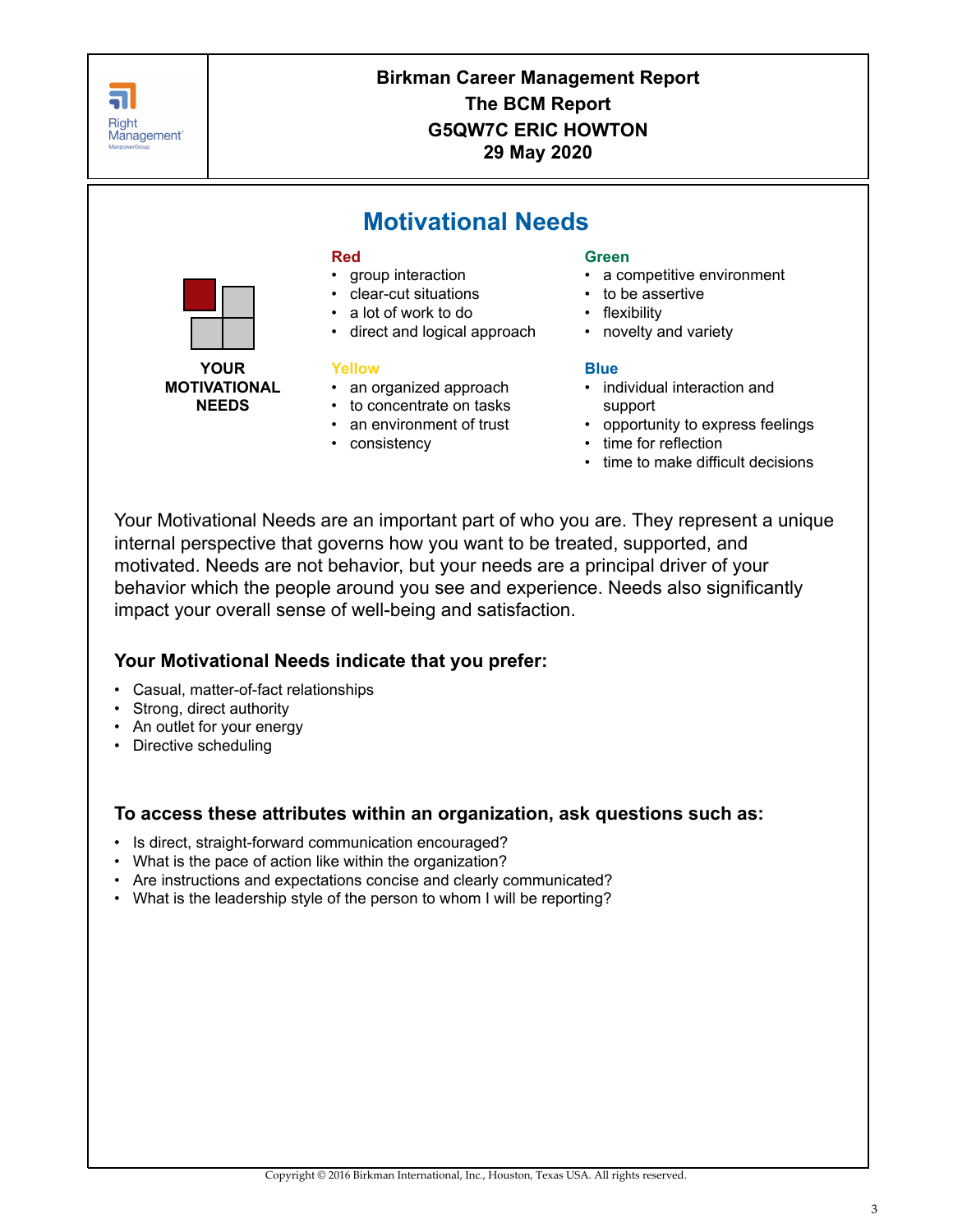Birkman Career Management Report
The BCM Report
G5QW7C ERIC HOWTON
29 May 2020

# Motivational Needs

**YOUR MOTIVATIONAL NEEDS**

**Red**
- group interaction
- clear-cut situations
- a lot of work to do
- direct and logical approach

**Green**
- a competitive environment
- to be assertive
- flexibility
- novelty and variety

**Yellow**
- an organized approach
- to concentrate on tasks
- an environment of trust
- consistency

**Blue**
- individual interaction and support
- opportunity to express feelings
- time for reflection
- time to make difficult decisions

Your Motivational Needs are an important part of who you are. They represent a unique internal perspective that governs how you want to be treated, supported, and motivated. Needs are not behavior, but your needs are a principal driver of your behavior which the people around you see and experience. Needs also significantly impact your overall sense of well-being and satisfaction.

### Your Motivational Needs indicate that you prefer:

- Casual, matter-of-fact relationships
- Strong, direct authority
- An outlet for your energy
- Directive scheduling

### To access these attributes within an organization, ask questions such as:

- Is direct, straight-forward communication encouraged?
- What is the pace of action like within the organization?
- Are instructions and expectations concise and clearly communicated?
- What is the leadership style of the person to whom I will be reporting?

Copyright © 2016 Birkman International, Inc., Houston, Texas USA. All rights reserved.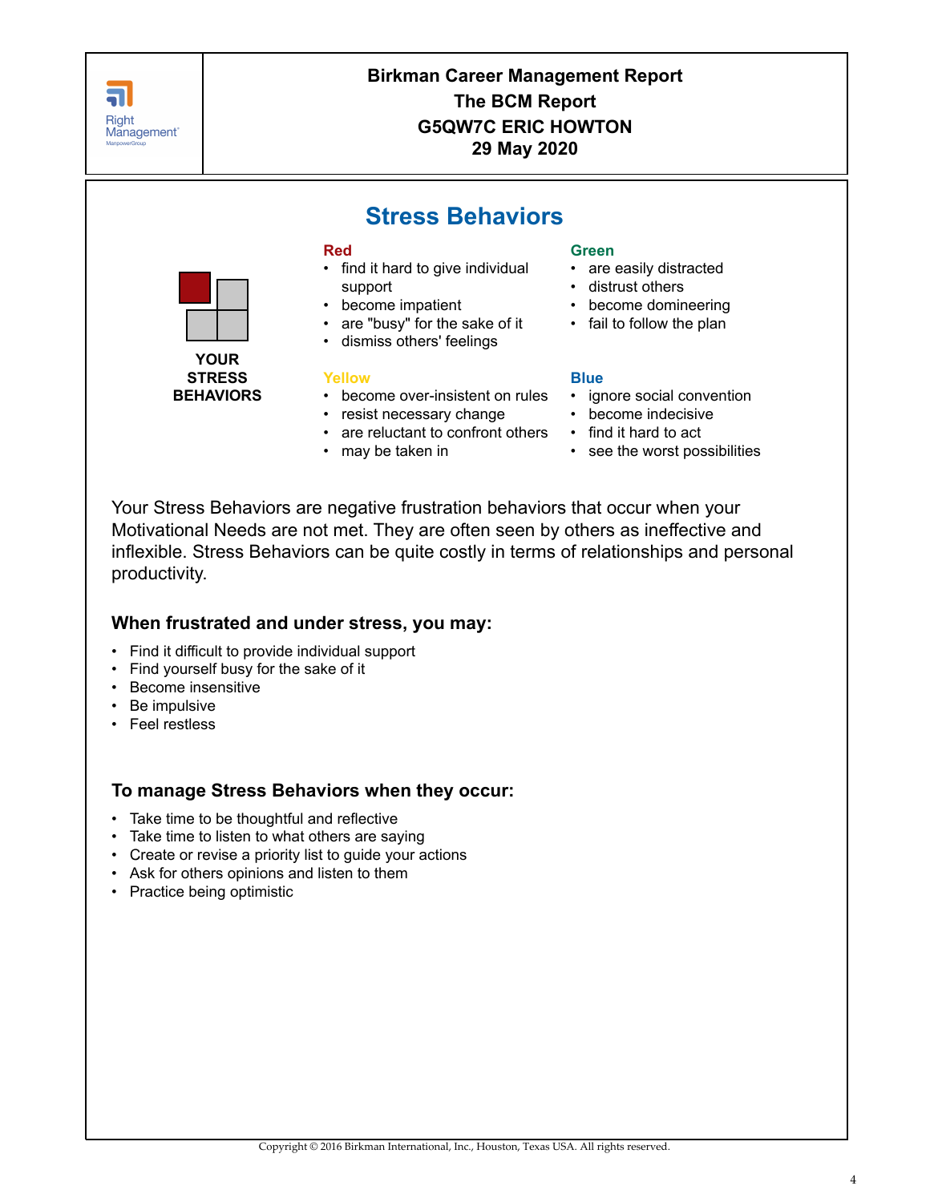**Birkman Career Management Report**
**The BCM Report**
**G5QW7C ERIC HOWTON**
**29 May 2020**

## Stress Behaviors

**YOUR STRESS BEHAVIORS**

**Red**
- find it hard to give individual support
- become impatient
- are "busy" for the sake of it
- dismiss others' feelings

**Green**
- are easily distracted
- distrust others
- become domineering
- fail to follow the plan

**Yellow**
- become over-insistent on rules
- resist necessary change
- are reluctant to confront others
- may be taken in

**Blue**
- ignore social convention
- become indecisive
- find it hard to act
- see the worst possibilities

Your Stress Behaviors are negative frustration behaviors that occur when your Motivational Needs are not met. They are often seen by others as ineffective and inflexible. Stress Behaviors can be quite costly in terms of relationships and personal productivity.

### When frustrated and under stress, you may:

- Find it difficult to provide individual support
- Find yourself busy for the sake of it
- Become insensitive
- Be impulsive
- Feel restless

### To manage Stress Behaviors when they occur:

- Take time to be thoughtful and reflective
- Take time to listen to what others are saying
- Create or revise a priority list to guide your actions
- Ask for others opinions and listen to them
- Practice being optimistic

Copyright © 2016 Birkman International, Inc., Houston, Texas USA. All rights reserved.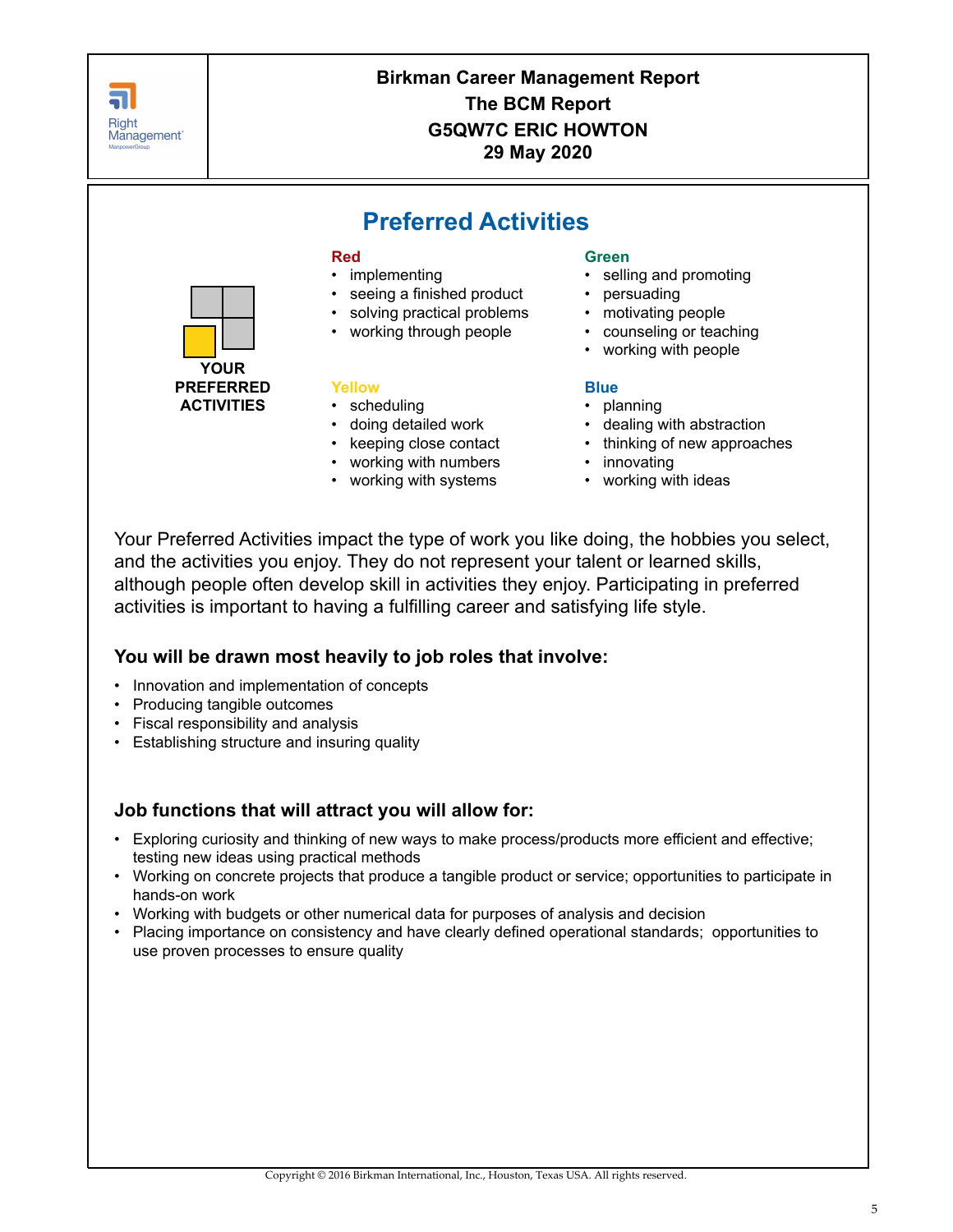**Birkman Career Management Report**
**The BCM Report**
**G5QW7C ERIC HOWTON**
**29 May 2020**

# Preferred Activities

**YOUR PREFERRED ACTIVITIES**

**Red**
- implementing
- seeing a finished product
- solving practical problems
- working through people

**Green**
- selling and promoting
- persuading
- motivating people
- counseling or teaching
- working with people

**Yellow**
- scheduling
- doing detailed work
- keeping close contact
- working with numbers
- working with systems

**Blue**
- planning
- dealing with abstraction
- thinking of new approaches
- innovating
- working with ideas

Your Preferred Activities impact the type of work you like doing, the hobbies you select, and the activities you enjoy. They do not represent your talent or learned skills, although people often develop skill in activities they enjoy. Participating in preferred activities is important to having a fulfilling career and satisfying life style.

### You will be drawn most heavily to job roles that involve:

- Innovation and implementation of concepts
- Producing tangible outcomes
- Fiscal responsibility and analysis
- Establishing structure and insuring quality

### Job functions that will attract you will allow for:

- Exploring curiosity and thinking of new ways to make process/products more efficient and effective; testing new ideas using practical methods
- Working on concrete projects that produce a tangible product or service; opportunities to participate in hands-on work
- Working with budgets or other numerical data for purposes of analysis and decision
- Placing importance on consistency and have clearly defined operational standards; opportunities to use proven processes to ensure quality

Copyright © 2016 Birkman International, Inc., Houston, Texas USA. All rights reserved.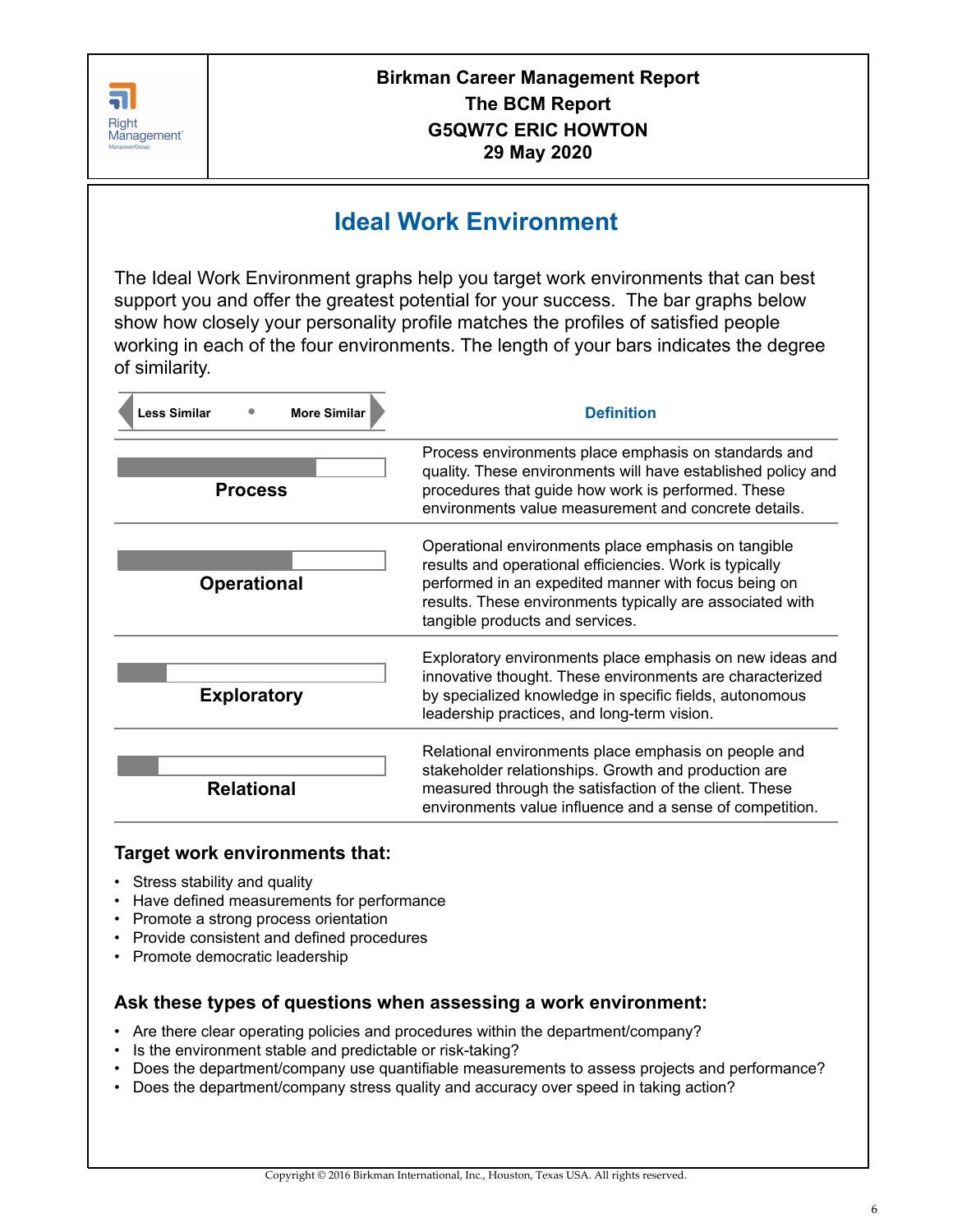Birkman Career Management Report
The BCM Report
G5QW7C ERIC HOWTON
29 May 2020

# Ideal Work Environment

The Ideal Work Environment graphs help you target work environments that can best support you and offer the greatest potential for your success. The bar graphs below show how closely your personality profile matches the profiles of satisfied people working in each of the four environments. The length of your bars indicates the degree of similarity.

| Less Similar • More Similar | Definition |
| --- | --- |
| **Process** | Process environments place emphasis on standards and quality. These environments will have established policy and procedures that guide how work is performed. These environments value measurement and concrete details. |
| **Operational** | Operational environments place emphasis on tangible results and operational efficiencies. Work is typically performed in an expedited manner with focus being on results. These environments typically are associated with tangible products and services. |
| **Exploratory** | Exploratory environments place emphasis on new ideas and innovative thought. These environments are characterized by specialized knowledge in specific fields, autonomous leadership practices, and long-term vision. |
| **Relational** | Relational environments place emphasis on people and stakeholder relationships. Growth and production are measured through the satisfaction of the client. These environments value influence and a sense of competition. |

### Target work environments that:

- Stress stability and quality
- Have defined measurements for performance
- Promote a strong process orientation
- Provide consistent and defined procedures
- Promote democratic leadership

### Ask these types of questions when assessing a work environment:

- Are there clear operating policies and procedures within the department/company?
- Is the environment stable and predictable or risk-taking?
- Does the department/company use quantifiable measurements to assess projects and performance?
- Does the department/company stress quality and accuracy over speed in taking action?

Copyright © 2016 Birkman International, Inc., Houston, Texas USA. All rights reserved.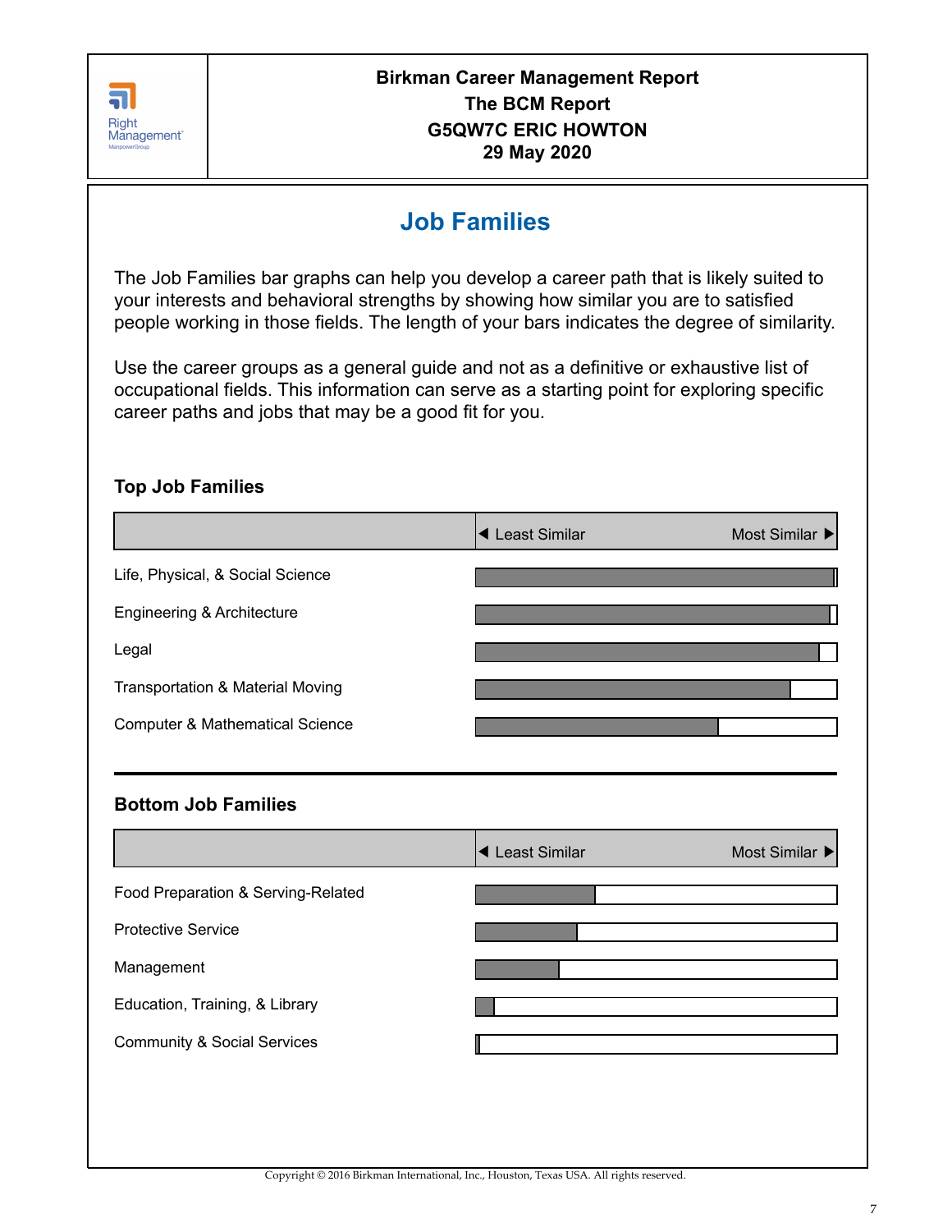# Job Families

The Job Families bar graphs can help you develop a career path that is likely suited to your interests and behavioral strengths by showing how similar you are to satisfied people working in those fields. The length of your bars indicates the degree of similarity.

Use the career groups as a general guide and not as a definitive or exhaustive list of occupational fields. This information can serve as a starting point for exploring specific career paths and jobs that may be a good fit for you.

## Top Job Families

| | ◀ Least Similar — Most Similar ▶ |
|---|---|
| Life, Physical, & Social Science | |
| Engineering & Architecture | |
| Legal | |
| Transportation & Material Moving | |
| Computer & Mathematical Science | |

## Bottom Job Families

| | ◀ Least Similar — Most Similar ▶ |
|---|---|
| Food Preparation & Serving-Related | |
| Protective Service | |
| Management | |
| Education, Training, & Library | |
| Community & Social Services | |

Copyright © 2016 Birkman International, Inc., Houston, Texas USA. All rights reserved.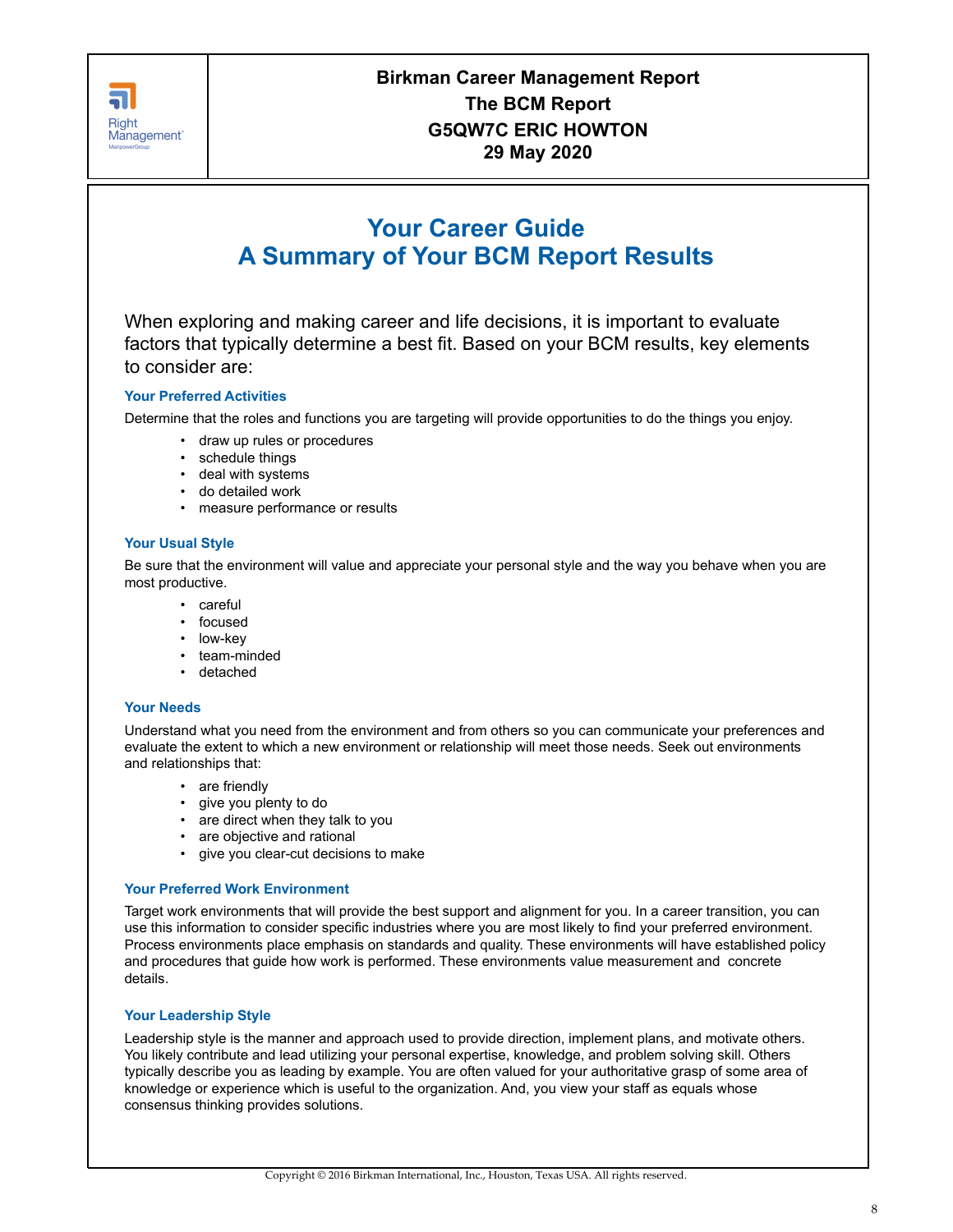**Birkman Career Management Report**
**The BCM Report**
**G5QW7C ERIC HOWTON**
**29 May 2020**

# Your Career Guide
# A Summary of Your BCM Report Results

When exploring and making career and life decisions, it is important to evaluate factors that typically determine a best fit. Based on your BCM results, key elements to consider are:

### Your Preferred Activities

Determine that the roles and functions you are targeting will provide opportunities to do the things you enjoy.

- draw up rules or procedures
- schedule things
- deal with systems
- do detailed work
- measure performance or results

### Your Usual Style

Be sure that the environment will value and appreciate your personal style and the way you behave when you are most productive.

- careful
- focused
- low-key
- team-minded
- detached

### Your Needs

Understand what you need from the environment and from others so you can communicate your preferences and evaluate the extent to which a new environment or relationship will meet those needs. Seek out environments and relationships that:

- are friendly
- give you plenty to do
- are direct when they talk to you
- are objective and rational
- give you clear-cut decisions to make

### Your Preferred Work Environment

Target work environments that will provide the best support and alignment for you. In a career transition, you can use this information to consider specific industries where you are most likely to find your preferred environment. Process environments place emphasis on standards and quality. These environments will have established policy and procedures that guide how work is performed. These environments value measurement and concrete details.

### Your Leadership Style

Leadership style is the manner and approach used to provide direction, implement plans, and motivate others. You likely contribute and lead utilizing your personal expertise, knowledge, and problem solving skill. Others typically describe you as leading by example. You are often valued for your authoritative grasp of some area of knowledge or experience which is useful to the organization. And, you view your staff as equals whose consensus thinking provides solutions.

Copyright © 2016 Birkman International, Inc., Houston, Texas USA. All rights reserved.